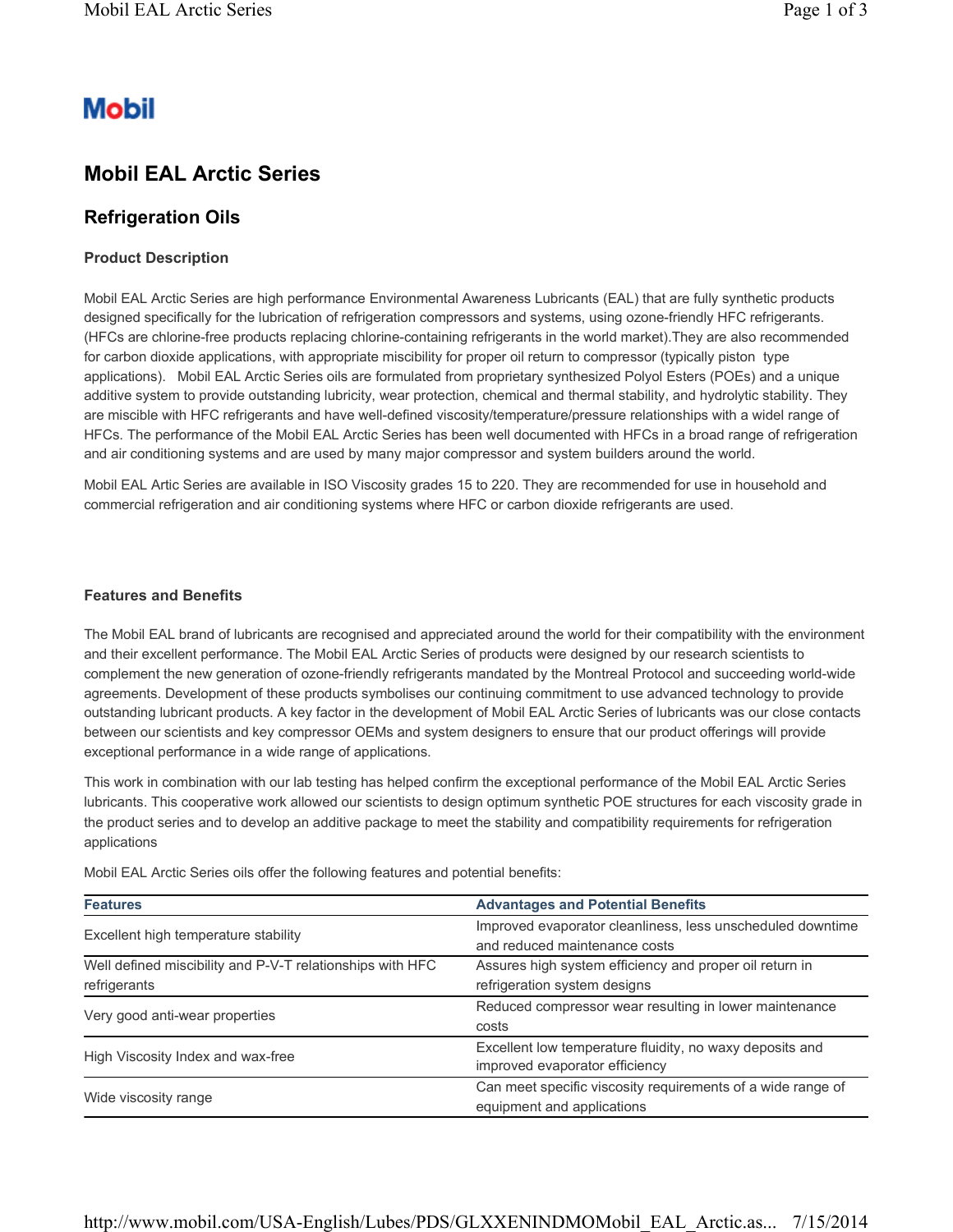Mobil

# Mobil EAL Arctic Series

## Refrigeration Oils

### Product Description

Mobil EAL Arctic Series are high performance Environmental Awareness Lubricants (EAL) that are fully synthetic products designed specifically for the lubrication of refrigeration compressors and systems, using ozone-friendly HFC refrigerants. (HFCs are chlorine-free products replacing chlorine-containing refrigerants in the world market).They are also recommended for carbon dioxide applications, with appropriate miscibility for proper oil return to compressor (typically piston type applications). Mobil EAL Arctic Series oils are formulated from proprietary synthesized Polyol Esters (POEs) and a unique additive system to provide outstanding lubricity, wear protection, chemical and thermal stability, and hydrolytic stability. They are miscible with HFC refrigerants and have well-defined viscosity/temperature/pressure relationships with a widel range of HFCs. The performance of the Mobil EAL Arctic Series has been well documented with HFCs in a broad range of refrigeration and air conditioning systems and are used by many major compressor and system builders around the world.

Mobil EAL Artic Series are available in ISO Viscosity grades 15 to 220. They are recommended for use in household and commercial refrigeration and air conditioning systems where HFC or carbon dioxide refrigerants are used.

### Features and Benefits

The Mobil EAL brand of lubricants are recognised and appreciated around the world for their compatibility with the environment and their excellent performance. The Mobil EAL Arctic Series of products were designed by our research scientists to complement the new generation of ozone-friendly refrigerants mandated by the Montreal Protocol and succeeding world-wide agreements. Development of these products symbolises our continuing commitment to use advanced technology to provide outstanding lubricant products. A key factor in the development of Mobil EAL Arctic Series of lubricants was our close contacts between our scientists and key compressor OEMs and system designers to ensure that our product offerings will provide exceptional performance in a wide range of applications.

This work in combination with our lab testing has helped confirm the exceptional performance of the Mobil EAL Arctic Series lubricants. This cooperative work allowed our scientists to design optimum synthetic POE structures for each viscosity grade in the product series and to develop an additive package to meet the stability and compatibility requirements for refrigeration applications

Mobil EAL Arctic Series oils offer the following features and potential benefits:

| Features | Advantages and Potential Benefits |
|---|---|
| Excellent high temperature stability | Improved evaporator cleanliness, less unscheduled downtime and reduced maintenance costs |
| Well defined miscibility and P-V-T relationships with HFC refrigerants | Assures high system efficiency and proper oil return in refrigeration system designs |
| Very good anti-wear properties | Reduced compressor wear resulting in lower maintenance costs |
| High Viscosity Index and wax-free | Excellent low temperature fluidity, no waxy deposits and improved evaporator efficiency |
| Wide viscosity range | Can meet specific viscosity requirements of a wide range of equipment and applications |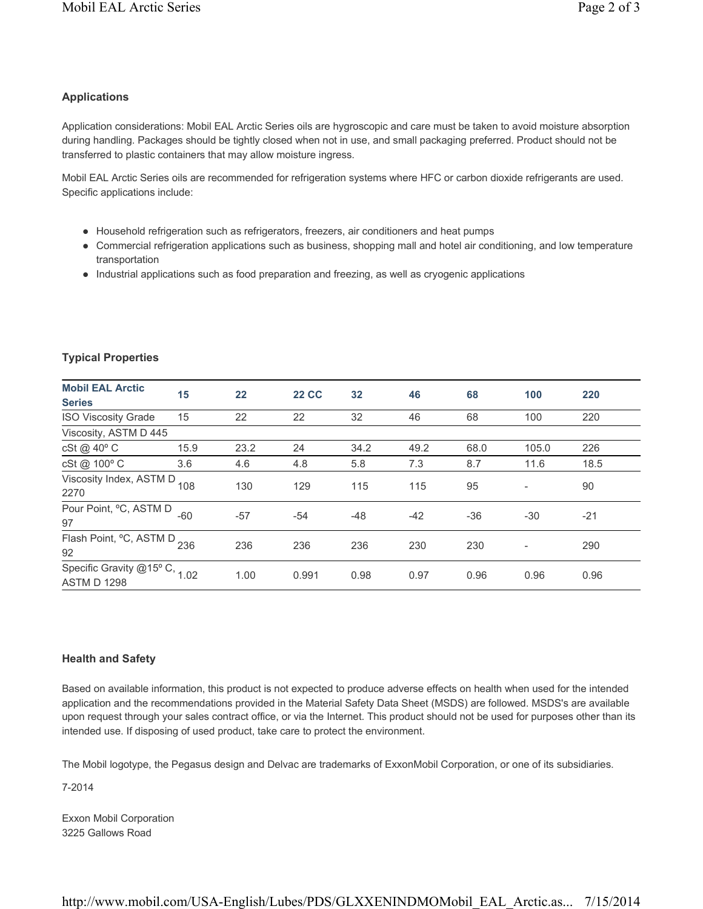### Applications

Application considerations: Mobil EAL Arctic Series oils are hygroscopic and care must be taken to avoid moisture absorption during handling. Packages should be tightly closed when not in use, and small packaging preferred. Product should not be transferred to plastic containers that may allow moisture ingress.

Mobil EAL Arctic Series oils are recommended for refrigeration systems where HFC or carbon dioxide refrigerants are used. Specific applications include:

- Household refrigeration such as refrigerators, freezers, air conditioners and heat pumps
- Commercial refrigeration applications such as business, shopping mall and hotel air conditioning, and low temperature transportation
- Industrial applications such as food preparation and freezing, as well as cryogenic applications

### Typical Properties

| Mobil EAL Arctic Series | 15 | 22 | 22 CC | 32 | 46 | 68 | 100 | 220 |
|---|---|---|---|---|---|---|---|---|
| ISO Viscosity Grade | 15 | 22 | 22 | 32 | 46 | 68 | 100 | 220 |
| Viscosity, ASTM D 445 | | | | | | | | |
| cSt @ 40º C | 15.9 | 23.2 | 24 | 34.2 | 49.2 | 68.0 | 105.0 | 226 |
| cSt @ 100º C | 3.6 | 4.6 | 4.8 | 5.8 | 7.3 | 8.7 | 11.6 | 18.5 |
| Viscosity Index, ASTM D 2270 | 108 | 130 | 129 | 115 | 115 | 95 | - | 90 |
| Pour Point, ºC, ASTM D 97 | -60 | -57 | -54 | -48 | -42 | -36 | -30 | -21 |
| Flash Point, ºC, ASTM D 92 | 236 | 236 | 236 | 236 | 230 | 230 | - | 290 |
| Specific Gravity @15º C, ASTM D 1298 | 1.02 | 1.00 | 0.991 | 0.98 | 0.97 | 0.96 | 0.96 | 0.96 |

### Health and Safety

Based on available information, this product is not expected to produce adverse effects on health when used for the intended application and the recommendations provided in the Material Safety Data Sheet (MSDS) are followed. MSDS's are available upon request through your sales contract office, or via the Internet. This product should not be used for purposes other than its intended use. If disposing of used product, take care to protect the environment.

The Mobil logotype, the Pegasus design and Delvac are trademarks of ExxonMobil Corporation, or one of its subsidiaries.

7-2014

Exxon Mobil Corporation
3225 Gallows Road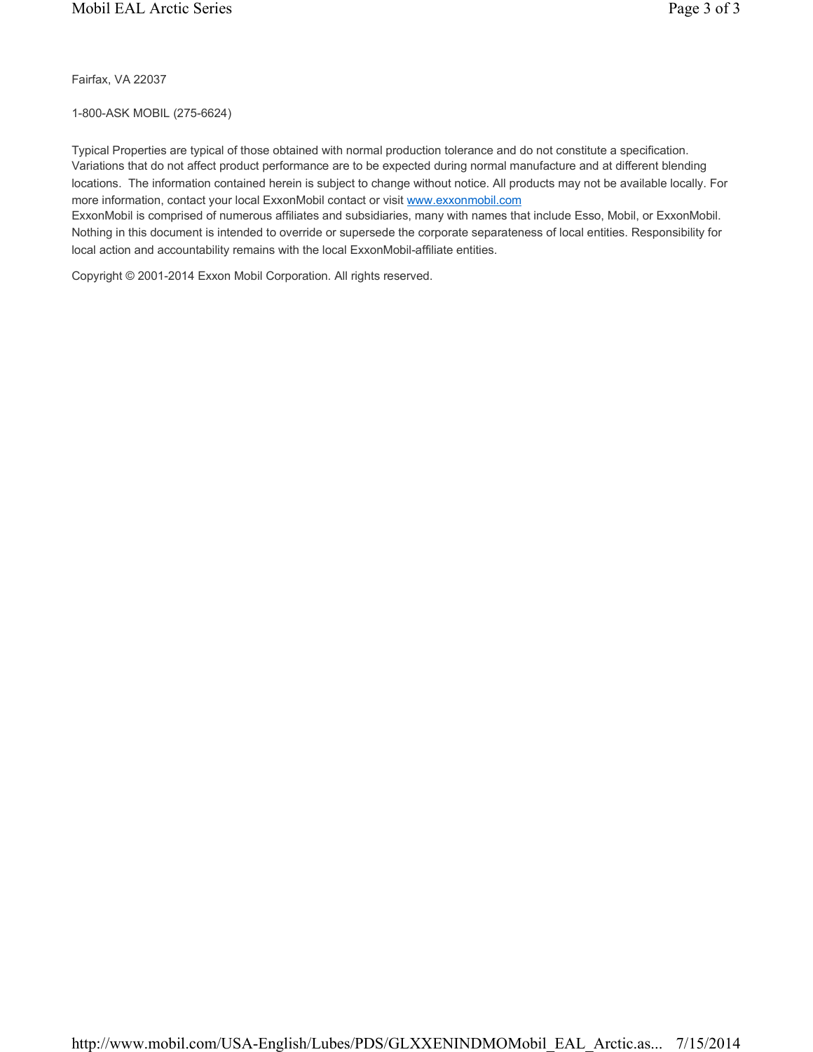Fairfax, VA 22037

1-800-ASK MOBIL (275-6624)

Typical Properties are typical of those obtained with normal production tolerance and do not constitute a specification. Variations that do not affect product performance are to be expected during normal manufacture and at different blending locations. The information contained herein is subject to change without notice. All products may not be available locally. For more information, contact your local ExxonMobil contact or visit www.exxonmobil.com
ExxonMobil is comprised of numerous affiliates and subsidiaries, many with names that include Esso, Mobil, or ExxonMobil. Nothing in this document is intended to override or supersede the corporate separateness of local entities. Responsibility for local action and accountability remains with the local ExxonMobil-affiliate entities.

Copyright © 2001-2014 Exxon Mobil Corporation. All rights reserved.